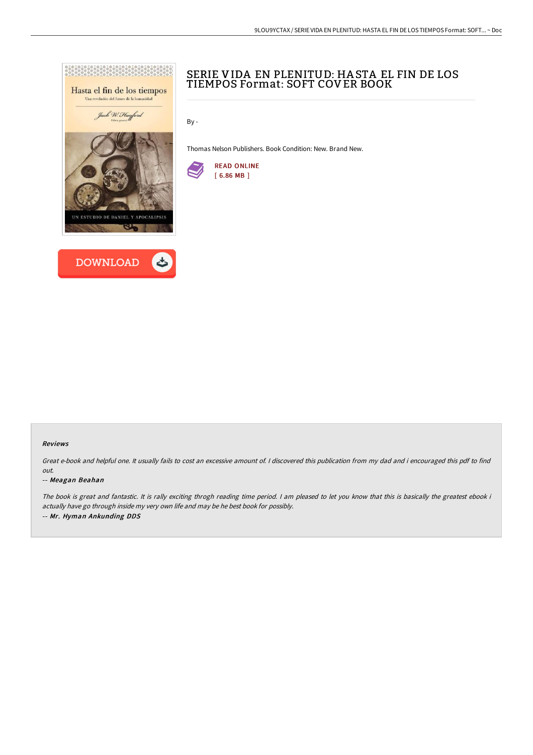# SERIE VIDA EN PLENITUD: HASTA EL FIN DE LOS TIEMPOS Format: SOFT COVER BOOK

By -

Thomas Nelson Publishers. Book Condition: New. Brand New.

READ ONLINE
[ 6.86 MB ]

DOWNLOAD

### Reviews

*Great e-book and helpful one. It usually fails to cost an excessive amount of. I discovered this publication from my dad and i encouraged this pdf to find out.*

*-- Meagan Beahan*

*The book is great and fantastic. It is rally exciting throgh reading time period. I am pleased to let you know that this is basically the greatest ebook i actually have go through inside my very own life and may be he best book for possibly.*

*-- Mr. Hyman Ankunding DDS*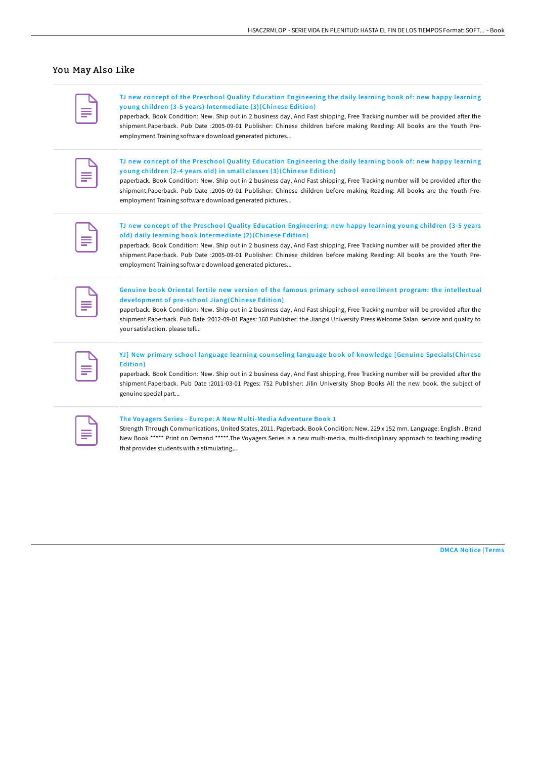## You May Also Like

**TJ new concept of the Preschool Quality Education Engineering the daily learning book of: new happy learning young children (3-5 years) Intermediate (3)(Chinese Edition)**

paperback. Book Condition: New. Ship out in 2 business day, And Fast shipping, Free Tracking number will be provided after the shipment.Paperback. Pub Date :2005-09-01 Publisher: Chinese children before making Reading: All books are the Youth Pre-employment Training software download generated pictures...

**TJ new concept of the Preschool Quality Education Engineering the daily learning book of: new happy learning young children (2-4 years old) in small classes (3)(Chinese Edition)**

paperback. Book Condition: New. Ship out in 2 business day, And Fast shipping, Free Tracking number will be provided after the shipment.Paperback. Pub Date :2005-09-01 Publisher: Chinese children before making Reading: All books are the Youth Pre-employment Training software download generated pictures...

**TJ new concept of the Preschool Quality Education Engineering: new happy learning young children (3-5 years old) daily learning book Intermediate (2)(Chinese Edition)**

paperback. Book Condition: New. Ship out in 2 business day, And Fast shipping, Free Tracking number will be provided after the shipment.Paperback. Pub Date :2005-09-01 Publisher: Chinese children before making Reading: All books are the Youth Pre-employment Training software download generated pictures...

**Genuine book Oriental fertile new version of the famous primary school enrollment program: the intellectual development of pre-school Jiang(Chinese Edition)**

paperback. Book Condition: New. Ship out in 2 business day, And Fast shipping, Free Tracking number will be provided after the shipment.Paperback. Pub Date :2012-09-01 Pages: 160 Publisher: the Jiangxi University Press Welcome Salan. service and quality to your satisfaction. please tell...

**YJ] New primary school language learning counseling language book of knowledge [Genuine Specials(Chinese Edition)**

paperback. Book Condition: New. Ship out in 2 business day, And Fast shipping, Free Tracking number will be provided after the shipment.Paperback. Pub Date :2011-03-01 Pages: 752 Publisher: Jilin University Shop Books All the new book. the subject of genuine special part...

**The Voyagers Series - Europe: A New Multi-Media Adventure Book 1**

Strength Through Communications, United States, 2011. Paperback. Book Condition: New. 229 x 152 mm. Language: English . Brand New Book ***** Print on Demand *****.The Voyagers Series is a new multi-media, multi-disciplinary approach to teaching reading that provides students with a stimulating,...

DMCA Notice | Terms